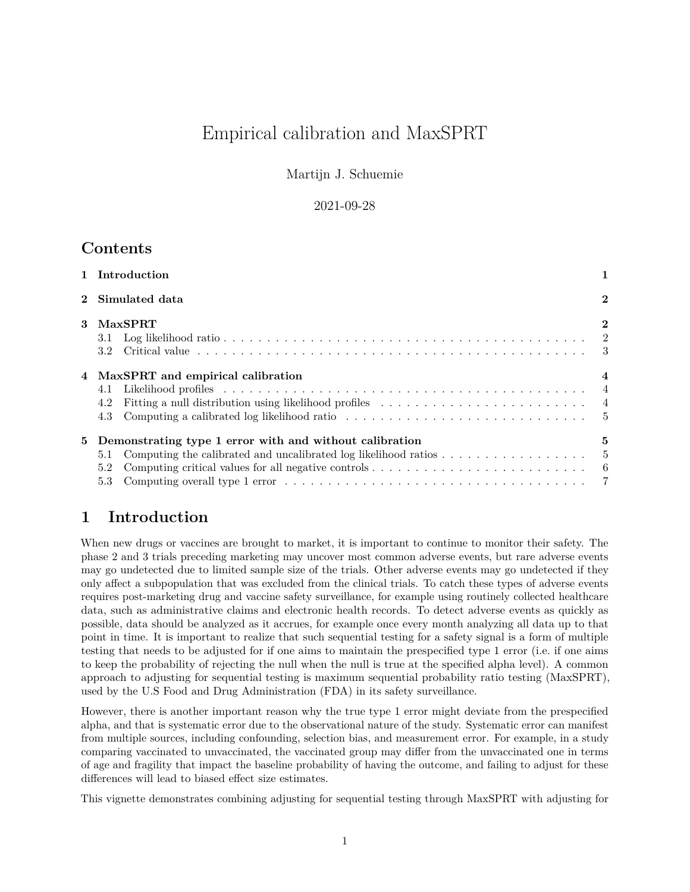# Empirical calibration and MaxSPRT

Martijn J. Schuemie

2021-09-28

## Contents

| | | |
|---|---|---|
| **1** | **Introduction** | **1** |
| **2** | **Simulated data** | **2** |
| **3** | **MaxSPRT** | **2** |
| 3.1 | Log likelihood ratio | 2 |
| 3.2 | Critical value | 3 |
| **4** | **MaxSPRT and empirical calibration** | **4** |
| 4.1 | Likelihood profiles | 4 |
| 4.2 | Fitting a null distribution using likelihood profiles | 4 |
| 4.3 | Computing a calibrated log likelihood ratio | 5 |
| **5** | **Demonstrating type 1 error with and without calibration** | **5** |
| 5.1 | Computing the calibrated and uncalibrated log likelihood ratios | 5 |
| 5.2 | Computing critical values for all negative controls | 6 |
| 5.3 | Computing overall type 1 error | 7 |

## 1 Introduction

When new drugs or vaccines are brought to market, it is important to continue to monitor their safety. The phase 2 and 3 trials preceding marketing may uncover most common adverse events, but rare adverse events may go undetected due to limited sample size of the trials. Other adverse events may go undetected if they only affect a subpopulation that was excluded from the clinical trials. To catch these types of adverse events requires post-marketing drug and vaccine safety surveillance, for example using routinely collected healthcare data, such as administrative claims and electronic health records. To detect adverse events as quickly as possible, data should be analyzed as it accrues, for example once every month analyzing all data up to that point in time. It is important to realize that such sequential testing for a safety signal is a form of multiple testing that needs to be adjusted for if one aims to maintain the prespecified type 1 error (i.e. if one aims to keep the probability of rejecting the null when the null is true at the specified alpha level). A common approach to adjusting for sequential testing is maximum sequential probability ratio testing (MaxSPRT), used by the U.S Food and Drug Administration (FDA) in its safety surveillance.

However, there is another important reason why the true type 1 error might deviate from the prespecified alpha, and that is systematic error due to the observational nature of the study. Systematic error can manifest from multiple sources, including confounding, selection bias, and measurement error. For example, in a study comparing vaccinated to unvaccinated, the vaccinated group may differ from the unvaccinated one in terms of age and fragility that impact the baseline probability of having the outcome, and failing to adjust for these differences will lead to biased effect size estimates.

This vignette demonstrates combining adjusting for sequential testing through MaxSPRT with adjusting for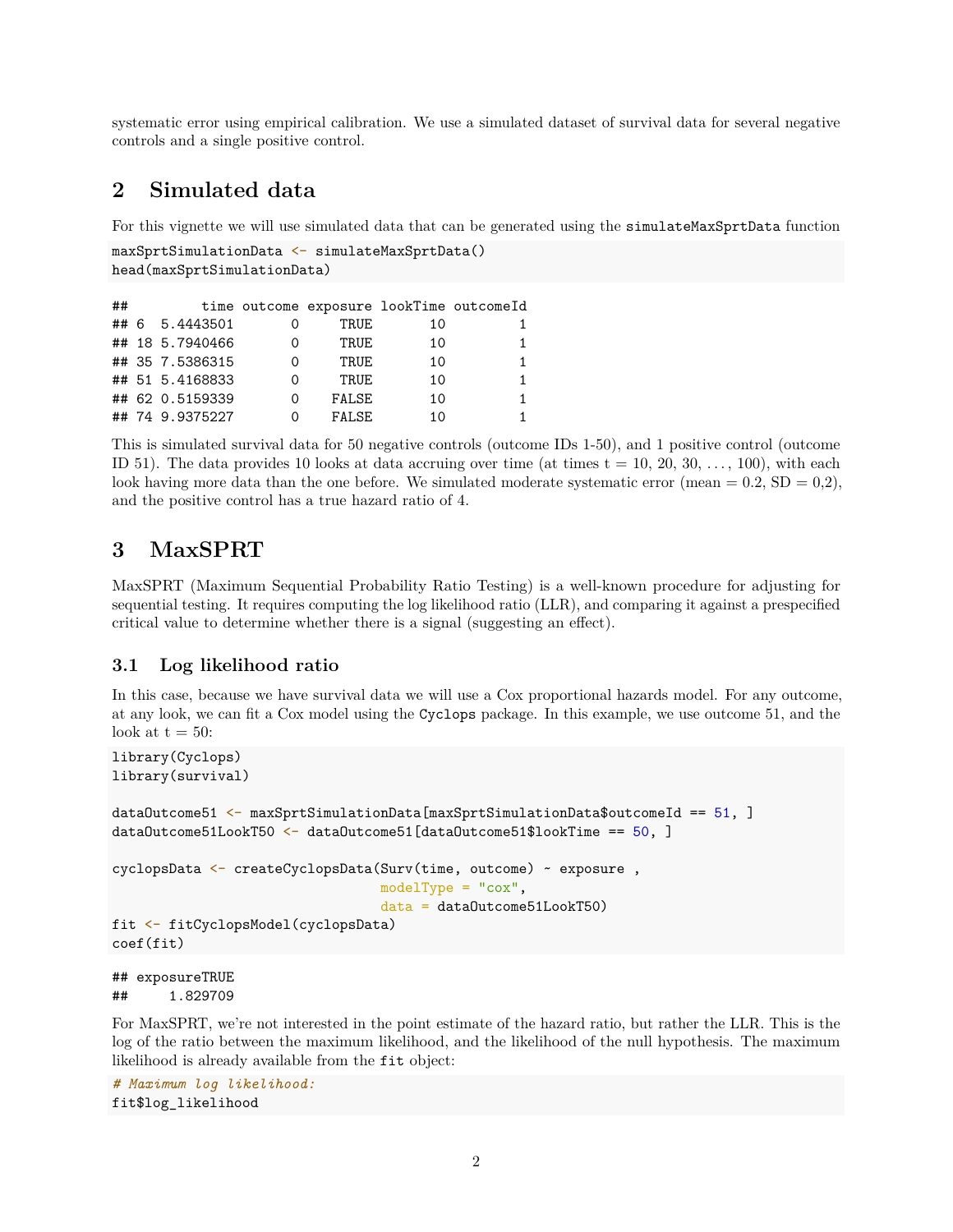systematic error using empirical calibration. We use a simulated dataset of survival data for several negative controls and a single positive control.

# 2 Simulated data

For this vignette we will use simulated data that can be generated using the `simulateMaxSprtData` function

```
maxSprtSimulationData <- simulateMaxSprtData()
head(maxSprtSimulationData)
```

```
##         time outcome exposure lookTime outcomeId
## 6  5.4443501       0     TRUE       10         1
## 18 5.7940466       0     TRUE       10         1
## 35 7.5386315       0     TRUE       10         1
## 51 5.4168833       0     TRUE       10         1
## 62 0.5159339       0    FALSE       10         1
## 74 9.9375227       0    FALSE       10         1
```

This is simulated survival data for 50 negative controls (outcome IDs 1-50), and 1 positive control (outcome ID 51). The data provides 10 looks at data accruing over time (at times t = 10, 20, 30, . . . , 100), with each look having more data than the one before. We simulated moderate systematic error (mean = 0.2, SD = 0,2), and the positive control has a true hazard ratio of 4.

# 3 MaxSPRT

MaxSPRT (Maximum Sequential Probability Ratio Testing) is a well-known procedure for adjusting for sequential testing. It requires computing the log likelihood ratio (LLR), and comparing it against a prespecified critical value to determine whether there is a signal (suggesting an effect).

## 3.1 Log likelihood ratio

In this case, because we have survival data we will use a Cox proportional hazards model. For any outcome, at any look, we can fit a Cox model using the `Cyclops` package. In this example, we use outcome 51, and the look at t = 50:

```
library(Cyclops)
library(survival)

dataOutcome51 <- maxSprtSimulationData[maxSprtSimulationData$outcomeId == 51, ]
dataOutcome51LookT50 <- dataOutcome51[dataOutcome51$lookTime == 50, ]

cyclopsData <- createCyclopsData(Surv(time, outcome) ~ exposure ,
                                 modelType = "cox",
                                 data = dataOutcome51LookT50)
fit <- fitCyclopsModel(cyclopsData)
coef(fit)
```

```
## exposureTRUE
##     1.829709
```

For MaxSPRT, we're not interested in the point estimate of the hazard ratio, but rather the LLR. This is the log of the ratio between the maximum likelihood, and the likelihood of the null hypothesis. The maximum likelihood is already available from the `fit` object:

```
# Maximum log likelihood:
fit$log_likelihood
```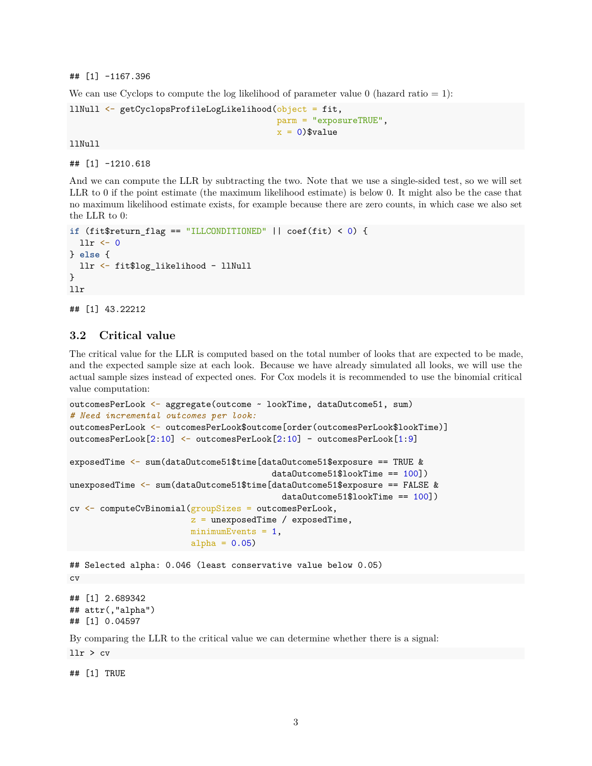```
## [1] -1167.396
```

We can use Cyclops to compute the log likelihood of parameter value 0 (hazard ratio = 1):

```
llNull <- getCyclopsProfileLogLikelihood(object = fit,
                                         parm = "exposureTRUE",
                                         x = 0)$value
llNull
```

```
## [1] -1210.618
```

And we can compute the LLR by subtracting the two. Note that we use a single-sided test, so we will set LLR to 0 if the point estimate (the maximum likelihood estimate) is below 0. It might also be the case that no maximum likelihood estimate exists, for example because there are zero counts, in which case we also set the LLR to 0:

```
if (fit$return_flag == "ILLCONDITIONED" || coef(fit) < 0) {
  llr <- 0
} else {
  llr <- fit$log_likelihood - llNull
}
llr
```

```
## [1] 43.22212
```

## 3.2 Critical value

The critical value for the LLR is computed based on the total number of looks that are expected to be made, and the expected sample size at each look. Because we have already simulated all looks, we will use the actual sample sizes instead of expected ones. For Cox models it is recommended to use the binomial critical value computation:

```
outcomesPerLook <- aggregate(outcome ~ lookTime, dataOutcome51, sum)
# Need incremental outcomes per look:
outcomesPerLook <- outcomesPerLook$outcome[order(outcomesPerLook$lookTime)]
outcomesPerLook[2:10] <- outcomesPerLook[2:10] - outcomesPerLook[1:9]

exposedTime <- sum(dataOutcome51$time[dataOutcome51$exposure == TRUE &
                                        dataOutcome51$lookTime == 100])
unexposedTime <- sum(dataOutcome51$time[dataOutcome51$exposure == FALSE &
                                          dataOutcome51$lookTime == 100])
cv <- computeCvBinomial(groupSizes = outcomesPerLook,
                        z = unexposedTime / exposedTime,
                        minimumEvents = 1,
                        alpha = 0.05)
```

```
## Selected alpha: 0.046 (least conservative value below 0.05)
```

```
cv
```

```
## [1] 2.689342
## attr(,"alpha")
## [1] 0.04597
```

By comparing the LLR to the critical value we can determine whether there is a signal:

```
llr > cv
```

```
## [1] TRUE
```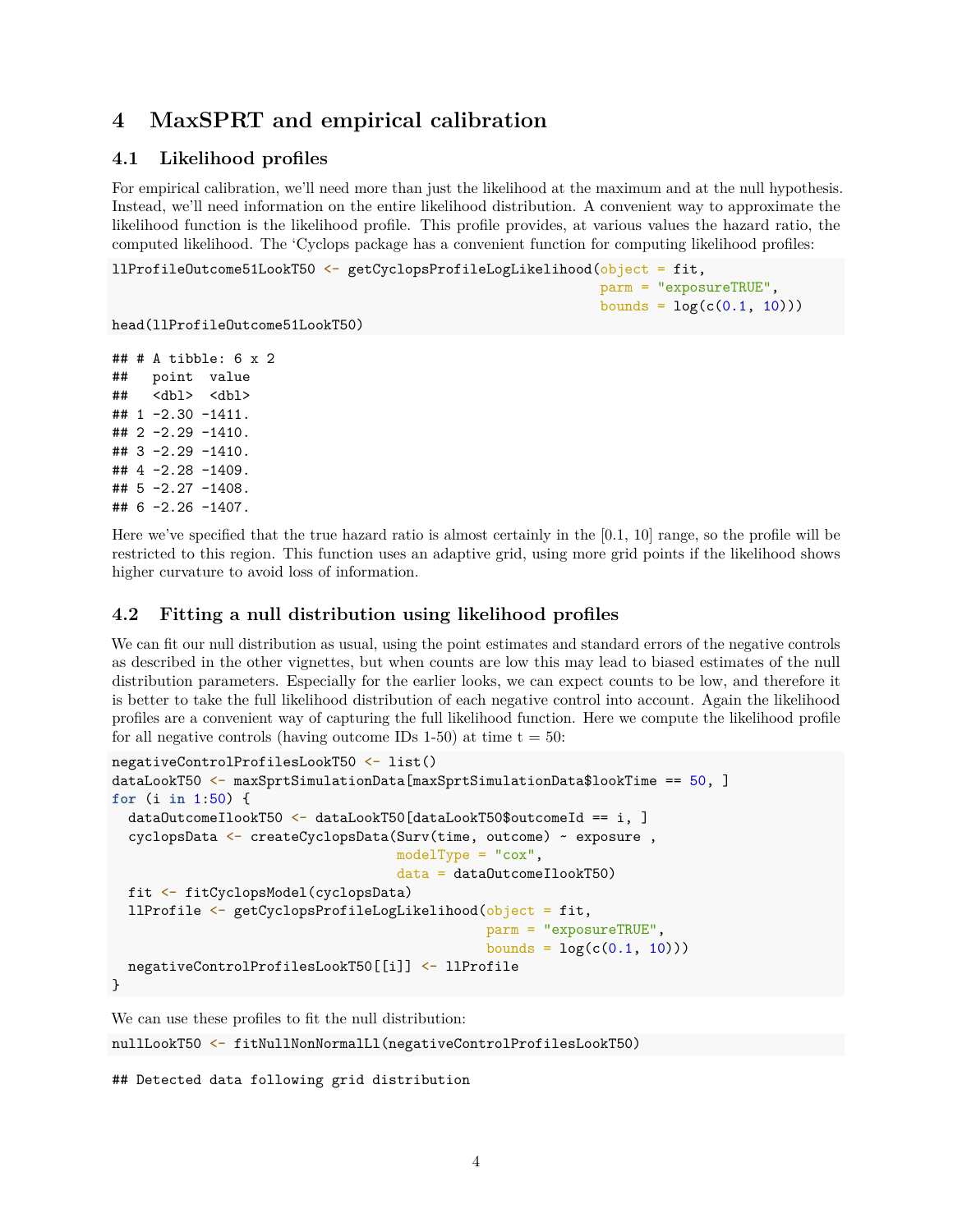# 4 MaxSPRT and empirical calibration

## 4.1 Likelihood profiles

For empirical calibration, we'll need more than just the likelihood at the maximum and at the null hypothesis. Instead, we'll need information on the entire likelihood distribution. A convenient way to approximate the likelihood function is the likelihood profile. This profile provides, at various values the hazard ratio, the computed likelihood. The 'Cyclops package has a convenient function for computing likelihood profiles:

```
llProfileOutcome51LookT50 <- getCyclopsProfileLogLikelihood(object = fit,
                                                             parm = "exposureTRUE",
                                                             bounds = log(c(0.1, 10)))
head(llProfileOutcome51LookT50)
```

```
## # A tibble: 6 x 2
##   point  value
##   <dbl>  <dbl>
## 1 -2.30 -1411.
## 2 -2.29 -1410.
## 3 -2.29 -1410.
## 4 -2.28 -1409.
## 5 -2.27 -1408.
## 6 -2.26 -1407.
```

Here we've specified that the true hazard ratio is almost certainly in the [0.1, 10] range, so the profile will be restricted to this region. This function uses an adaptive grid, using more grid points if the likelihood shows higher curvature to avoid loss of information.

## 4.2 Fitting a null distribution using likelihood profiles

We can fit our null distribution as usual, using the point estimates and standard errors of the negative controls as described in the other vignettes, but when counts are low this may lead to biased estimates of the null distribution parameters. Especially for the earlier looks, we can expect counts to be low, and therefore it is better to take the full likelihood distribution of each negative control into account. Again the likelihood profiles are a convenient way of capturing the full likelihood function. Here we compute the likelihood profile for all negative controls (having outcome IDs 1-50) at time t = 50:

```
negativeControlProfilesLookT50 <- list()
dataLookT50 <- maxSprtSimulationData[maxSprtSimulationData$lookTime == 50, ]
for (i in 1:50) {
  dataOutcomeIlookT50 <- dataLookT50[dataLookT50$outcomeId == i, ]
  cyclopsData <- createCyclopsData(Surv(time, outcome) ~ exposure ,
                                   modelType = "cox",
                                   data = dataOutcomeIlookT50)
  fit <- fitCyclopsModel(cyclopsData)
  llProfile <- getCyclopsProfileLogLikelihood(object = fit,
                                              parm = "exposureTRUE",
                                              bounds = log(c(0.1, 10)))
  negativeControlProfilesLookT50[[i]] <- llProfile
}
```

We can use these profiles to fit the null distribution:

```
nullLookT50 <- fitNullNonNormalLl(negativeControlProfilesLookT50)
```

```
## Detected data following grid distribution
```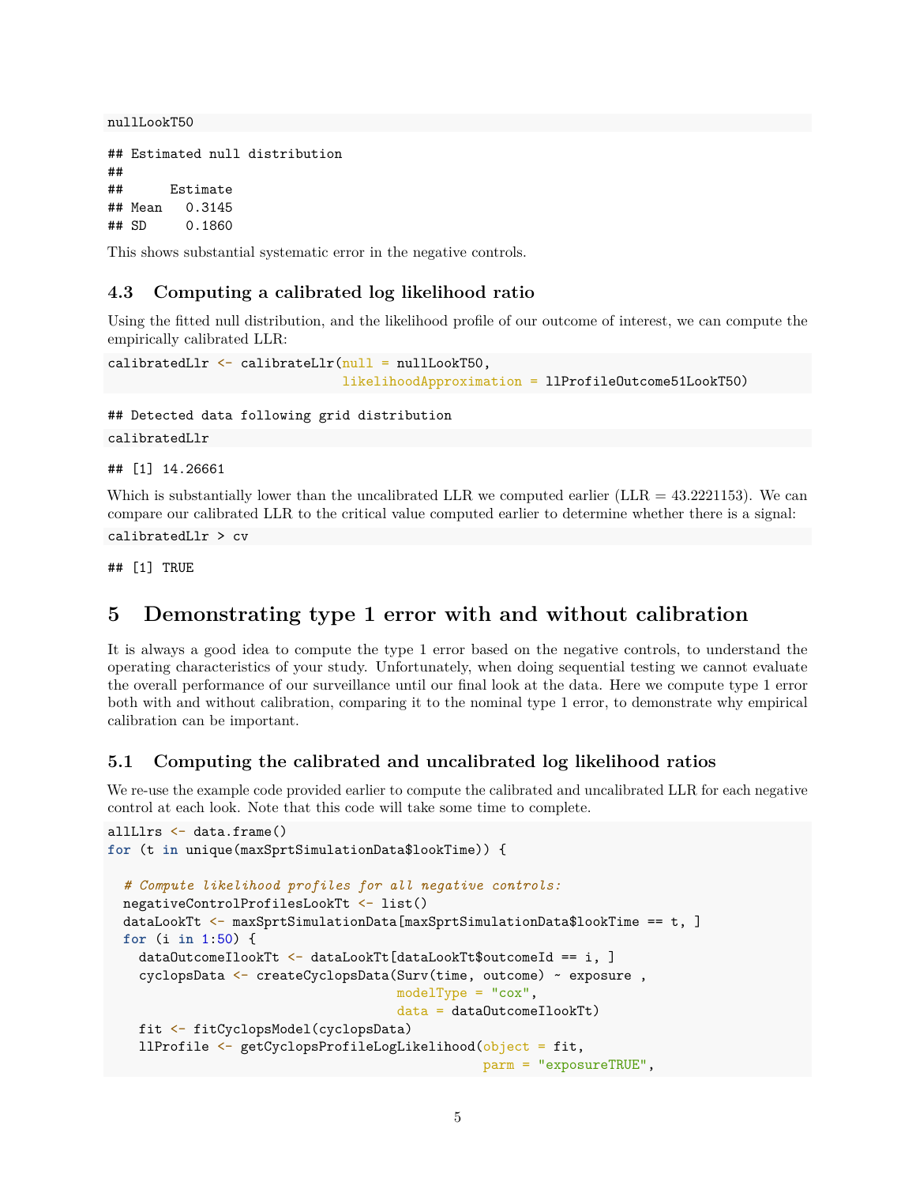```
nullLookT50
```

```
## Estimated null distribution
##
##      Estimate
## Mean   0.3145
## SD     0.1860
```

This shows substantial systematic error in the negative controls.

### 4.3 Computing a calibrated log likelihood ratio

Using the fitted null distribution, and the likelihood profile of our outcome of interest, we can compute the empirically calibrated LLR:

```
calibratedLlr <- calibrateLlr(null = nullLookT50,
                              likelihoodApproximation = llProfileOutcome51LookT50)
```

```
## Detected data following grid distribution
```

```
calibratedLlr
```

```
## [1] 14.26661
```

Which is substantially lower than the uncalibrated LLR we computed earlier (LLR = 43.2221153). We can compare our calibrated LLR to the critical value computed earlier to determine whether there is a signal:

```
calibratedLlr > cv
```

```
## [1] TRUE
```

## 5 Demonstrating type 1 error with and without calibration

It is always a good idea to compute the type 1 error based on the negative controls, to understand the operating characteristics of your study. Unfortunately, when doing sequential testing we cannot evaluate the overall performance of our surveillance until our final look at the data. Here we compute type 1 error both with and without calibration, comparing it to the nominal type 1 error, to demonstrate why empirical calibration can be important.

### 5.1 Computing the calibrated and uncalibrated log likelihood ratios

We re-use the example code provided earlier to compute the calibrated and uncalibrated LLR for each negative control at each look. Note that this code will take some time to complete.

```
allLlrs <- data.frame()
for (t in unique(maxSprtSimulationData$lookTime)) {

  # Compute likelihood profiles for all negative controls:
  negativeControlProfilesLookTt <- list()
  dataLookTt <- maxSprtSimulationData[maxSprtSimulationData$lookTime == t, ]
  for (i in 1:50) {
    dataOutcomeIlookTt <- dataLookTt[dataLookTt$outcomeId == i, ]
    cyclopsData <- createCyclopsData(Surv(time, outcome) ~ exposure ,
                                     modelType = "cox",
                                     data = dataOutcomeIlookTt)
    fit <- fitCyclopsModel(cyclopsData)
    llProfile <- getCyclopsProfileLogLikelihood(object = fit,
                                                parm = "exposureTRUE",
```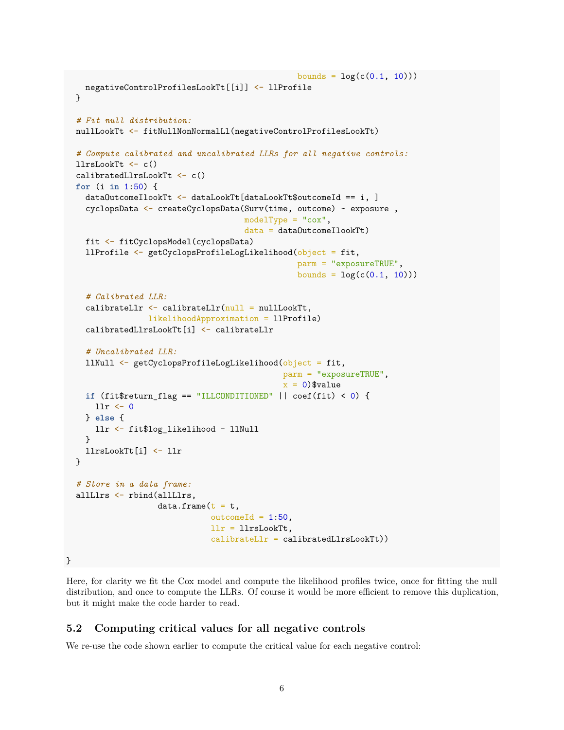```
                                              bounds = log(c(0.1, 10)))
    negativeControlProfilesLookTt[[i]] <- llProfile
  }

  # Fit null distribution:
  nullLookTt <- fitNullNonNormalLl(negativeControlProfilesLookTt)

  # Compute calibrated and uncalibrated LLRs for all negative controls:
  llrsLookTt <- c()
  calibratedLlrsLookTt <- c()
  for (i in 1:50) {
    dataOutcomeIlookTt <- dataLookTt[dataLookTt$outcomeId == i, ]
    cyclopsData <- createCyclopsData(Surv(time, outcome) ~ exposure ,
                                    modelType = "cox",
                                    data = dataOutcomeIlookTt)
    fit <- fitCyclopsModel(cyclopsData)
    llProfile <- getCyclopsProfileLogLikelihood(object = fit,
                                              parm = "exposureTRUE",
                                              bounds = log(c(0.1, 10)))

    # Calibrated LLR:
    calibrateLlr <- calibrateLlr(null = nullLookTt,
                 likelihoodApproximation = llProfile)
    calibratedLlrsLookTt[i] <- calibrateLlr

    # Uncalibrated LLR:
    llNull <- getCyclopsProfileLogLikelihood(object = fit,
                                           parm = "exposureTRUE",
                                           x = 0)$value
    if (fit$return_flag == "ILLCONDITIONED" || coef(fit) < 0) {
      llr <- 0
    } else {
      llr <- fit$log_likelihood - llNull
    }
    llrsLookTt[i] <- llr
  }

  # Store in a data frame:
  allLlrs <- rbind(allLlrs,
                   data.frame(t = t,
                              outcomeId = 1:50,
                              llr = llrsLookTt,
                              calibrateLlr = calibratedLlrsLookTt))

}
```

Here, for clarity we fit the Cox model and compute the likelihood profiles twice, once for fitting the null distribution, and once to compute the LLRs. Of course it would be more efficient to remove this duplication, but it might make the code harder to read.

## 5.2 Computing critical values for all negative controls

We re-use the code shown earlier to compute the critical value for each negative control: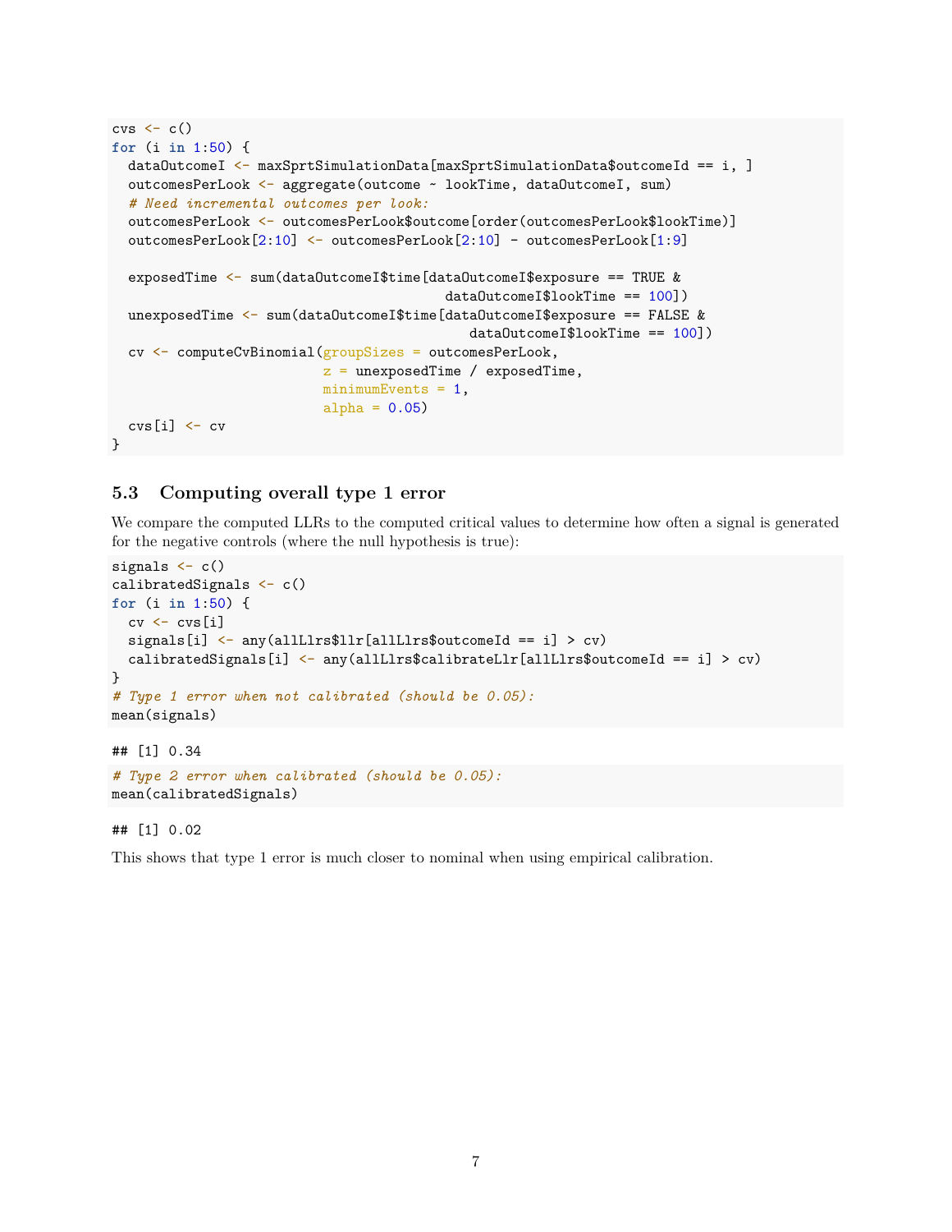```r
cvs <- c()
for (i in 1:50) {
  dataOutcomeI <- maxSprtSimulationData[maxSprtSimulationData$outcomeId == i, ]
  outcomesPerLook <- aggregate(outcome ~ lookTime, dataOutcomeI, sum)
  # Need incremental outcomes per look:
  outcomesPerLook <- outcomesPerLook$outcome[order(outcomesPerLook$lookTime)]
  outcomesPerLook[2:10] <- outcomesPerLook[2:10] - outcomesPerLook[1:9]

  exposedTime <- sum(dataOutcomeI$time[dataOutcomeI$exposure == TRUE &
                                         dataOutcomeI$lookTime == 100])
  unexposedTime <- sum(dataOutcomeI$time[dataOutcomeI$exposure == FALSE &
                                           dataOutcomeI$lookTime == 100])
  cv <- computeCvBinomial(groupSizes = outcomesPerLook,
                          z = unexposedTime / exposedTime,
                          minimumEvents = 1,
                          alpha = 0.05)
  cvs[i] <- cv
}
```

## 5.3 Computing overall type 1 error

We compare the computed LLRs to the computed critical values to determine how often a signal is generated for the negative controls (where the null hypothesis is true):

```r
signals <- c()
calibratedSignals <- c()
for (i in 1:50) {
  cv <- cvs[i]
  signals[i] <- any(allLlrs$llr[allLlrs$outcomeId == i] > cv)
  calibratedSignals[i] <- any(allLlrs$calibrateLlr[allLlrs$outcomeId == i] > cv)
}
# Type 1 error when not calibrated (should be 0.05):
mean(signals)
```

```
## [1] 0.34
```

```r
# Type 2 error when calibrated (should be 0.05):
mean(calibratedSignals)
```

```
## [1] 0.02
```

This shows that type 1 error is much closer to nominal when using empirical calibration.